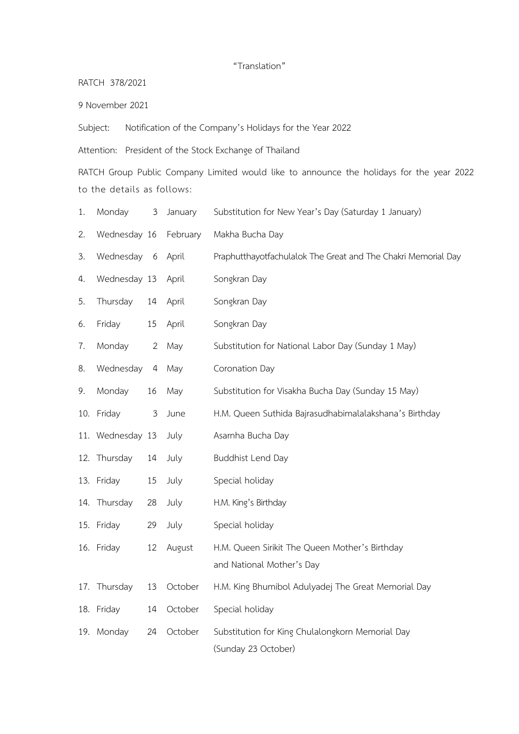"Translation"

RATCH 378/2021

9 November 2021

Subject: Notification of the Company's Holidays for the Year 2022

Attention: President of the Stock Exchange of Thailand

RATCH Group Public Company Limited would like to announce the holidays for the year 2022 to the details as follows:

1. Monday 3 January Substitution for New Year's Day (Saturday 1 January)
2. Wednesday 16 February Makha Bucha Day
3. Wednesday 6 April Praphutthayotfachulalok The Great and The Chakri Memorial Day
4. Wednesday 13 April Songkran Day
5. Thursday 14 April Songkran Day
6. Friday 15 April Songkran Day
7. Monday 2 May Substitution for National Labor Day (Sunday 1 May)
8. Wednesday 4 May Coronation Day
9. Monday 16 May Substitution for Visakha Bucha Day (Sunday 15 May)
10. Friday 3 June H.M. Queen Suthida Bajrasudhabimalalakshana's Birthday
11. Wednesday 13 July Asarnha Bucha Day
12. Thursday 14 July Buddhist Lend Day
13. Friday 15 July Special holiday
14. Thursday 28 July H.M. King's Birthday
15. Friday 29 July Special holiday
16. Friday 12 August H.M. Queen Sirikit The Queen Mother's Birthday and National Mother's Day
17. Thursday 13 October H.M. King Bhumibol Adulyadej The Great Memorial Day
18. Friday 14 October Special holiday
19. Monday 24 October Substitution for King Chulalongkorn Memorial Day (Sunday 23 October)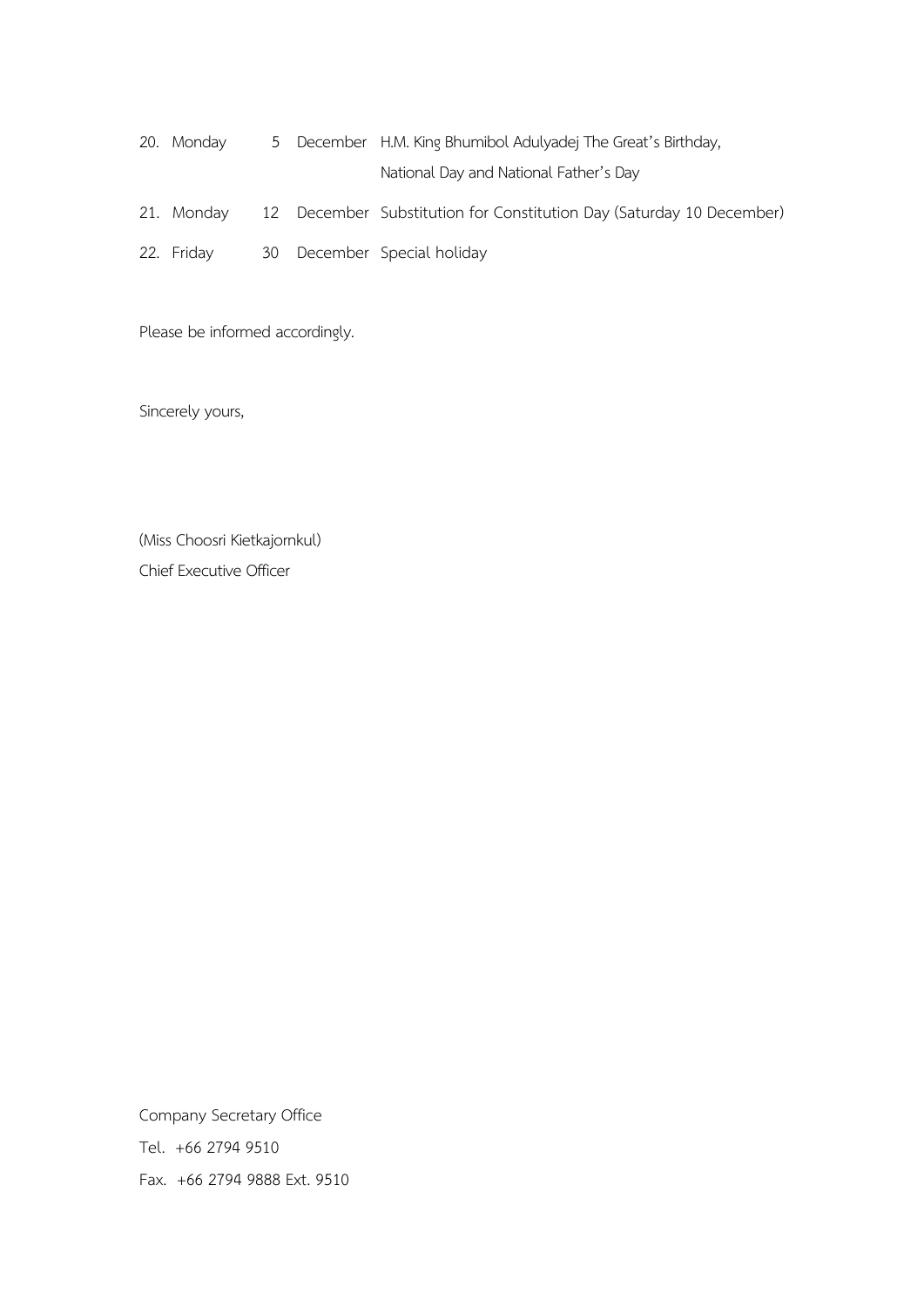| | | | | |
|---|---|---|---|---|
| 20. | Monday | 5 | December | H.M. King Bhumibol Adulyadej The Great's Birthday, National Day and National Father's Day |
| 21. | Monday | 12 | December | Substitution for Constitution Day (Saturday 10 December) |
| 22. | Friday | 30 | December | Special holiday |

Please be informed accordingly.

Sincerely yours,

(Miss Choosri Kietkajornkul)
Chief Executive Officer

Company Secretary Office
Tel. +66 2794 9510
Fax. +66 2794 9888 Ext. 9510